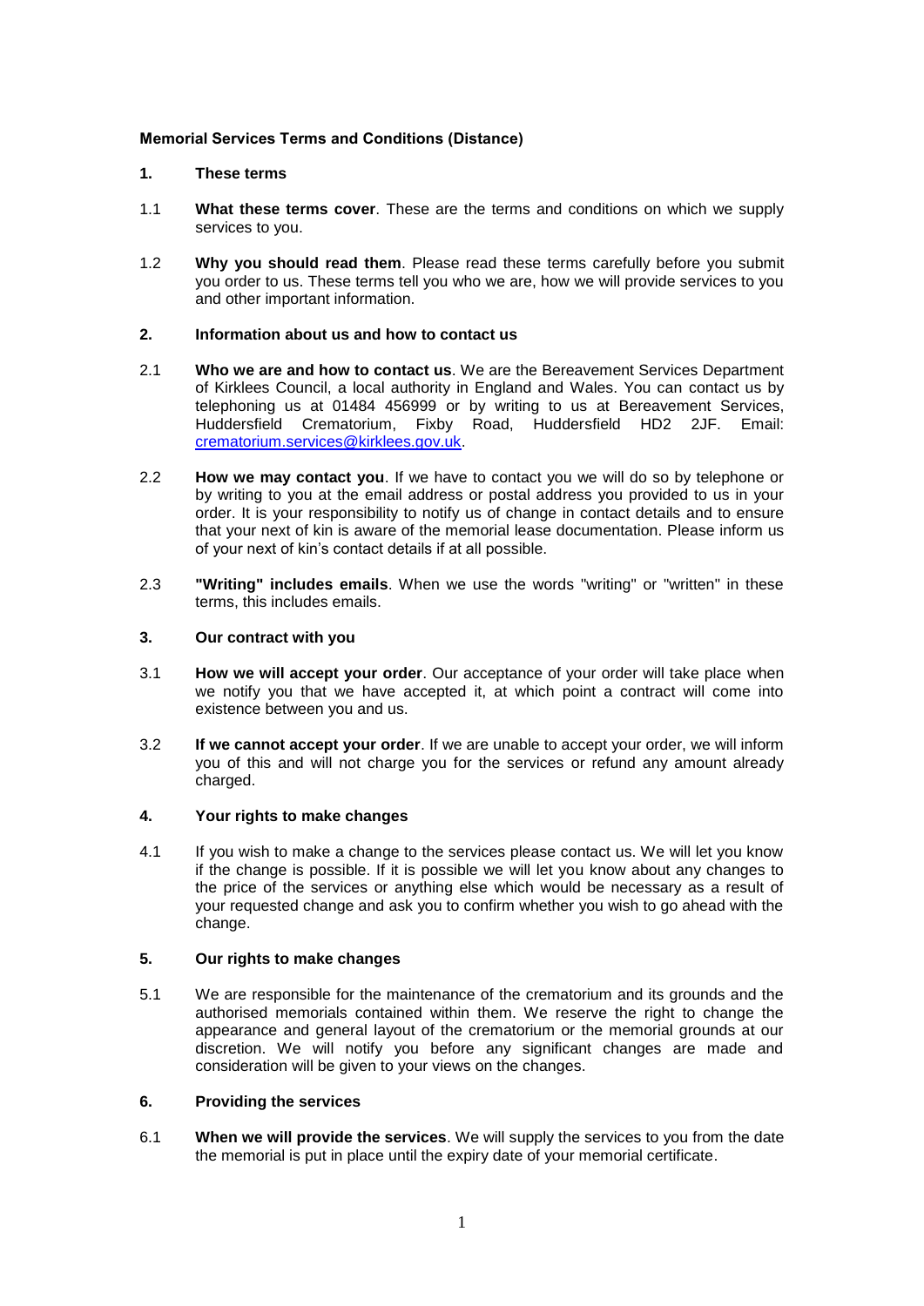**Memorial Services Terms and Conditions (Distance)**

**1. These terms**

1.1 **What these terms cover**. These are the terms and conditions on which we supply services to you.

1.2 **Why you should read them**. Please read these terms carefully before you submit you order to us. These terms tell you who we are, how we will provide services to you and other important information.

**2. Information about us and how to contact us**

2.1 **Who we are and how to contact us**. We are the Bereavement Services Department of Kirklees Council, a local authority in England and Wales. You can contact us by telephoning us at 01484 456999 or by writing to us at Bereavement Services, Huddersfield Crematorium, Fixby Road, Huddersfield HD2 2JF. Email: crematorium.services@kirklees.gov.uk.

2.2 **How we may contact you**. If we have to contact you we will do so by telephone or by writing to you at the email address or postal address you provided to us in your order. It is your responsibility to notify us of change in contact details and to ensure that your next of kin is aware of the memorial lease documentation. Please inform us of your next of kin's contact details if at all possible.

2.3 **"Writing" includes emails**. When we use the words "writing" or "written" in these terms, this includes emails.

**3. Our contract with you**

3.1 **How we will accept your order**. Our acceptance of your order will take place when we notify you that we have accepted it, at which point a contract will come into existence between you and us.

3.2 **If we cannot accept your order**. If we are unable to accept your order, we will inform you of this and will not charge you for the services or refund any amount already charged.

**4. Your rights to make changes**

4.1 If you wish to make a change to the services please contact us. We will let you know if the change is possible. If it is possible we will let you know about any changes to the price of the services or anything else which would be necessary as a result of your requested change and ask you to confirm whether you wish to go ahead with the change.

**5. Our rights to make changes**

5.1 We are responsible for the maintenance of the crematorium and its grounds and the authorised memorials contained within them. We reserve the right to change the appearance and general layout of the crematorium or the memorial grounds at our discretion. We will notify you before any significant changes are made and consideration will be given to your views on the changes.

**6. Providing the services**

6.1 **When we will provide the services**. We will supply the services to you from the date the memorial is put in place until the expiry date of your memorial certificate.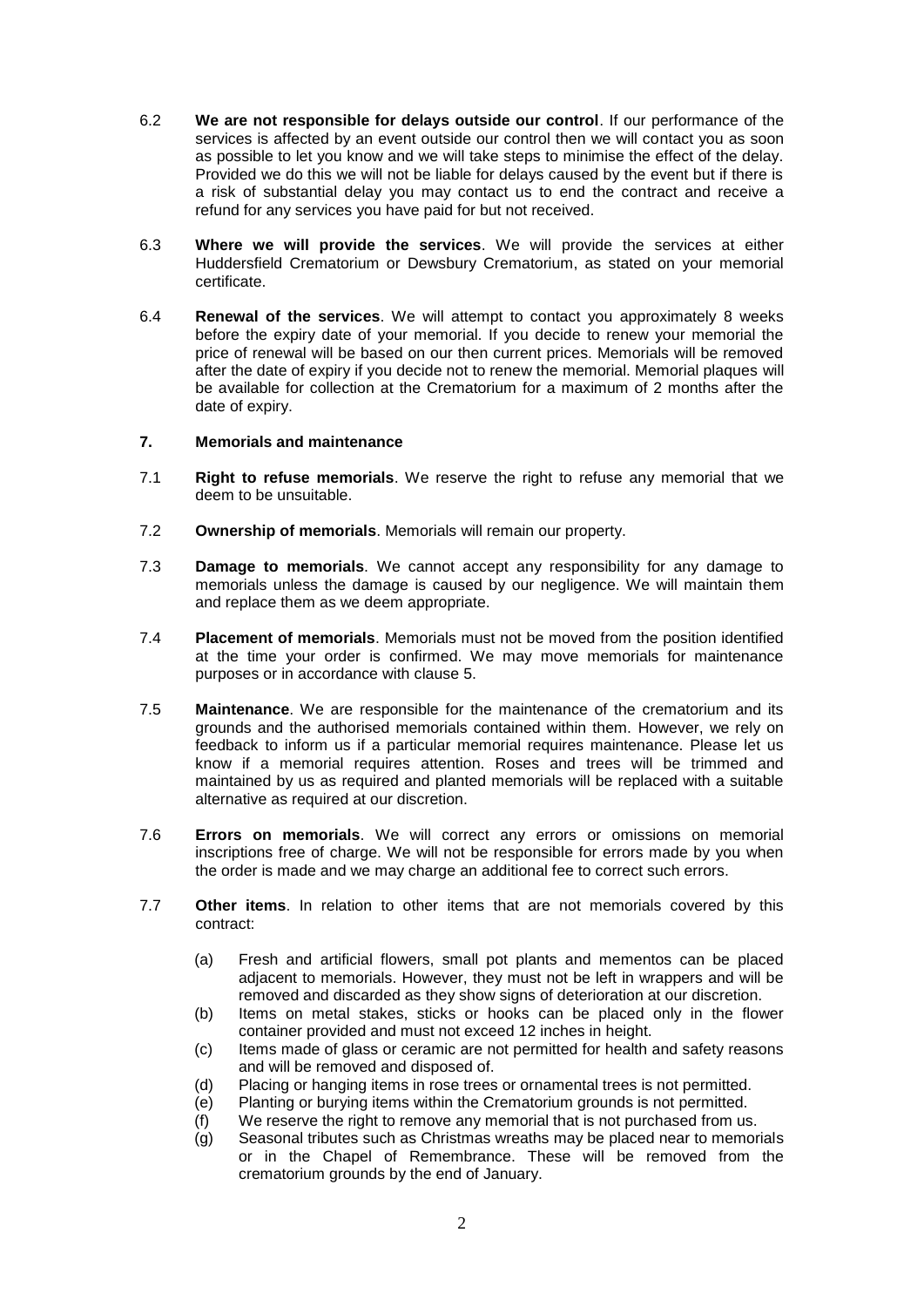6.2 **We are not responsible for delays outside our control**. If our performance of the services is affected by an event outside our control then we will contact you as soon as possible to let you know and we will take steps to minimise the effect of the delay. Provided we do this we will not be liable for delays caused by the event but if there is a risk of substantial delay you may contact us to end the contract and receive a refund for any services you have paid for but not received.

6.3 **Where we will provide the services**. We will provide the services at either Huddersfield Crematorium or Dewsbury Crematorium, as stated on your memorial certificate.

6.4 **Renewal of the services**. We will attempt to contact you approximately 8 weeks before the expiry date of your memorial. If you decide to renew your memorial the price of renewal will be based on our then current prices. Memorials will be removed after the date of expiry if you decide not to renew the memorial. Memorial plaques will be available for collection at the Crematorium for a maximum of 2 months after the date of expiry.

## 7. Memorials and maintenance

7.1 **Right to refuse memorials**. We reserve the right to refuse any memorial that we deem to be unsuitable.

7.2 **Ownership of memorials**. Memorials will remain our property.

7.3 **Damage to memorials**. We cannot accept any responsibility for any damage to memorials unless the damage is caused by our negligence. We will maintain them and replace them as we deem appropriate.

7.4 **Placement of memorials**. Memorials must not be moved from the position identified at the time your order is confirmed. We may move memorials for maintenance purposes or in accordance with clause 5.

7.5 **Maintenance**. We are responsible for the maintenance of the crematorium and its grounds and the authorised memorials contained within them. However, we rely on feedback to inform us if a particular memorial requires maintenance. Please let us know if a memorial requires attention. Roses and trees will be trimmed and maintained by us as required and planted memorials will be replaced with a suitable alternative as required at our discretion.

7.6 **Errors on memorials**. We will correct any errors or omissions on memorial inscriptions free of charge. We will not be responsible for errors made by you when the order is made and we may charge an additional fee to correct such errors.

7.7 **Other items**. In relation to other items that are not memorials covered by this contract:

(a) Fresh and artificial flowers, small pot plants and mementos can be placed adjacent to memorials. However, they must not be left in wrappers and will be removed and discarded as they show signs of deterioration at our discretion.

(b) Items on metal stakes, sticks or hooks can be placed only in the flower container provided and must not exceed 12 inches in height.

(c) Items made of glass or ceramic are not permitted for health and safety reasons and will be removed and disposed of.

(d) Placing or hanging items in rose trees or ornamental trees is not permitted.

(e) Planting or burying items within the Crematorium grounds is not permitted.

(f) We reserve the right to remove any memorial that is not purchased from us.

(g) Seasonal tributes such as Christmas wreaths may be placed near to memorials or in the Chapel of Remembrance. These will be removed from the crematorium grounds by the end of January.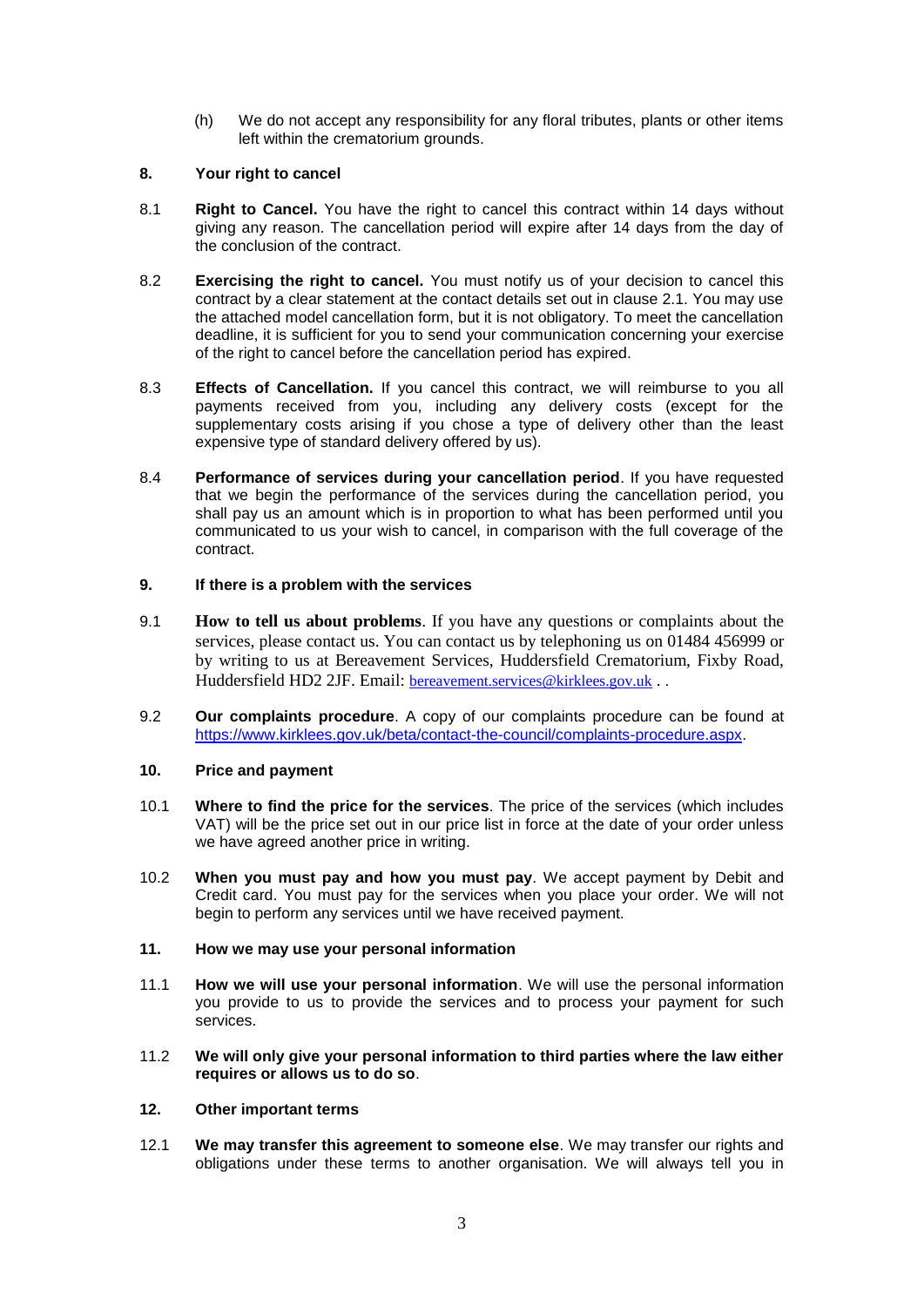(h) We do not accept any responsibility for any floral tributes, plants or other items left within the crematorium grounds.

## 8. Your right to cancel

8.1 **Right to Cancel.** You have the right to cancel this contract within 14 days without giving any reason. The cancellation period will expire after 14 days from the day of the conclusion of the contract.

8.2 **Exercising the right to cancel.** You must notify us of your decision to cancel this contract by a clear statement at the contact details set out in clause 2.1. You may use the attached model cancellation form, but it is not obligatory. To meet the cancellation deadline, it is sufficient for you to send your communication concerning your exercise of the right to cancel before the cancellation period has expired.

8.3 **Effects of Cancellation.** If you cancel this contract, we will reimburse to you all payments received from you, including any delivery costs (except for the supplementary costs arising if you chose a type of delivery other than the least expensive type of standard delivery offered by us).

8.4 **Performance of services during your cancellation period**. If you have requested that we begin the performance of the services during the cancellation period, you shall pay us an amount which is in proportion to what has been performed until you communicated to us your wish to cancel, in comparison with the full coverage of the contract.

## 9. If there is a problem with the services

9.1 **How to tell us about problems**. If you have any questions or complaints about the services, please contact us. You can contact us by telephoning us on 01484 456999 or by writing to us at Bereavement Services, Huddersfield Crematorium, Fixby Road, Huddersfield HD2 2JF. Email: bereavement.services@kirklees.gov.uk . .

9.2 **Our complaints procedure**. A copy of our complaints procedure can be found at https://www.kirklees.gov.uk/beta/contact-the-council/complaints-procedure.aspx.

## 10. Price and payment

10.1 **Where to find the price for the services**. The price of the services (which includes VAT) will be the price set out in our price list in force at the date of your order unless we have agreed another price in writing.

10.2 **When you must pay and how you must pay**. We accept payment by Debit and Credit card. You must pay for the services when you place your order. We will not begin to perform any services until we have received payment.

## 11. How we may use your personal information

11.1 **How we will use your personal information**. We will use the personal information you provide to us to provide the services and to process your payment for such services.

11.2 **We will only give your personal information to third parties where the law either requires or allows us to do so**.

## 12. Other important terms

12.1 **We may transfer this agreement to someone else**. We may transfer our rights and obligations under these terms to another organisation. We will always tell you in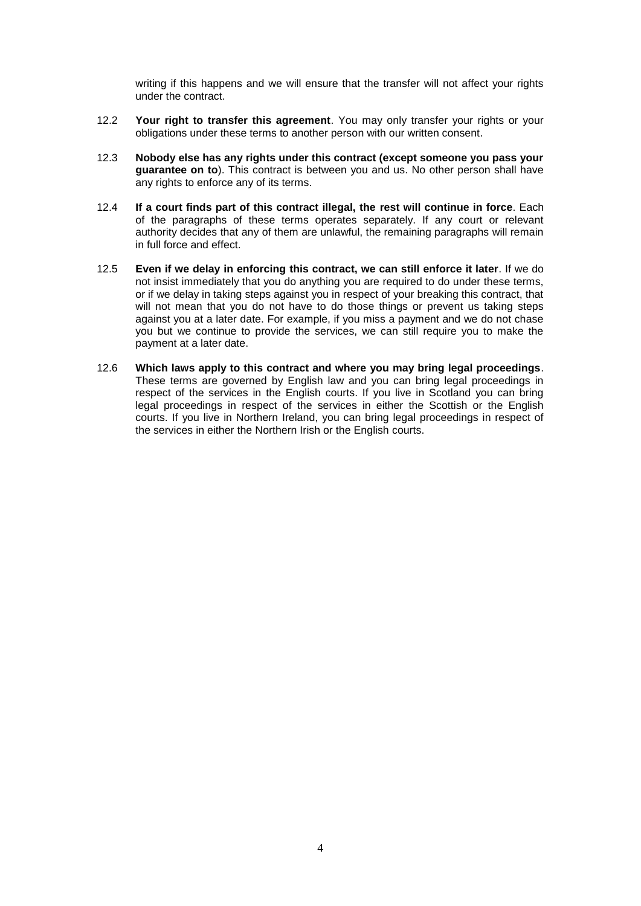writing if this happens and we will ensure that the transfer will not affect your rights under the contract.

12.2 **Your right to transfer this agreement**. You may only transfer your rights or your obligations under these terms to another person with our written consent.

12.3 **Nobody else has any rights under this contract (except someone you pass your guarantee on to**). This contract is between you and us. No other person shall have any rights to enforce any of its terms.

12.4 **If a court finds part of this contract illegal, the rest will continue in force**. Each of the paragraphs of these terms operates separately. If any court or relevant authority decides that any of them are unlawful, the remaining paragraphs will remain in full force and effect.

12.5 **Even if we delay in enforcing this contract, we can still enforce it later**. If we do not insist immediately that you do anything you are required to do under these terms, or if we delay in taking steps against you in respect of your breaking this contract, that will not mean that you do not have to do those things or prevent us taking steps against you at a later date. For example, if you miss a payment and we do not chase you but we continue to provide the services, we can still require you to make the payment at a later date.

12.6 **Which laws apply to this contract and where you may bring legal proceedings**. These terms are governed by English law and you can bring legal proceedings in respect of the services in the English courts. If you live in Scotland you can bring legal proceedings in respect of the services in either the Scottish or the English courts. If you live in Northern Ireland, you can bring legal proceedings in respect of the services in either the Northern Irish or the English courts.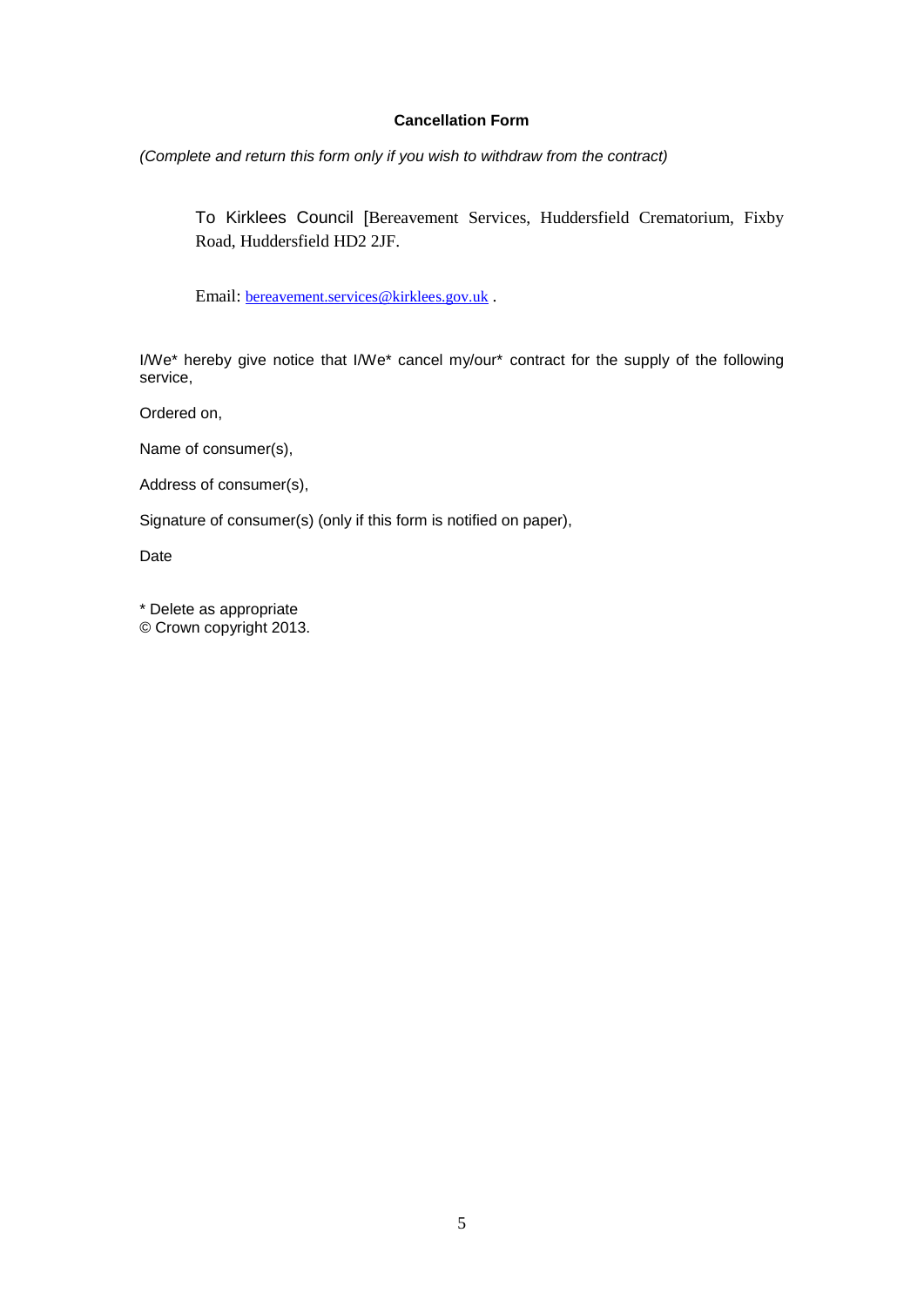**Cancellation Form**

*(Complete and return this form only if you wish to withdraw from the contract)*

To Kirklees Council [Bereavement Services, Huddersfield Crematorium, Fixby Road, Huddersfield HD2 2JF.

Email: bereavement.services@kirklees.gov.uk .

I/We* hereby give notice that I/We* cancel my/our* contract for the supply of the following service,

Ordered on,

Name of consumer(s),

Address of consumer(s),

Signature of consumer(s) (only if this form is notified on paper),

Date

* Delete as appropriate
© Crown copyright 2013.